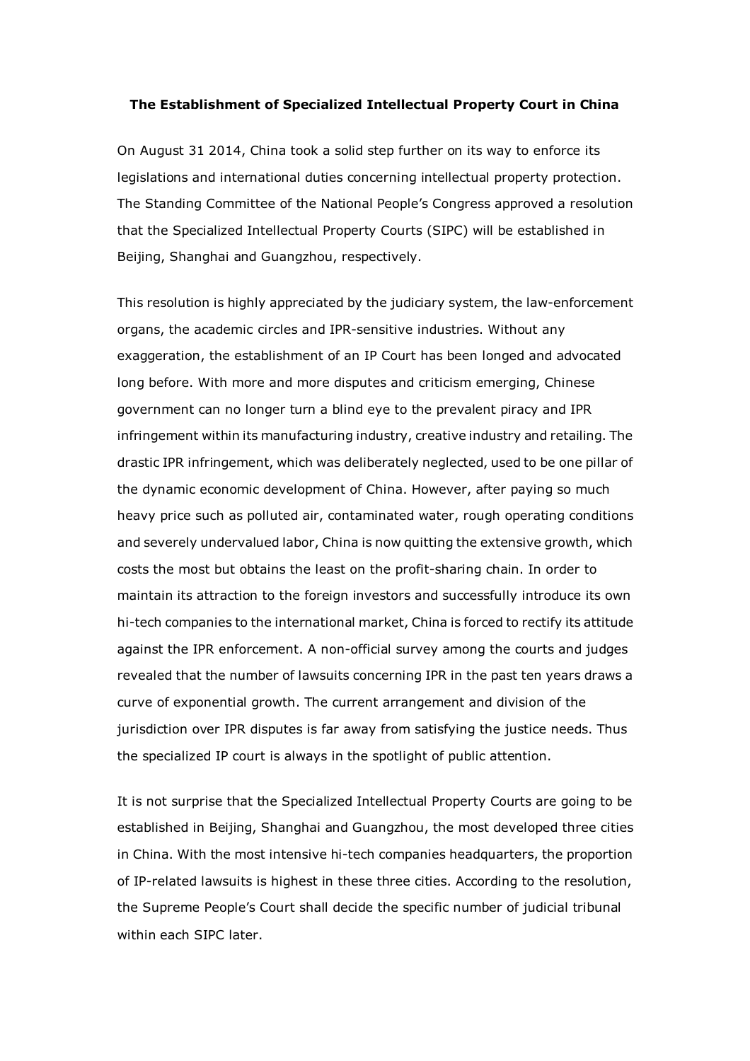**The Establishment of Specialized Intellectual Property Court in China**

On August 31 2014, China took a solid step further on its way to enforce its legislations and international duties concerning intellectual property protection. The Standing Committee of the National People's Congress approved a resolution that the Specialized Intellectual Property Courts (SIPC) will be established in Beijing, Shanghai and Guangzhou, respectively.

This resolution is highly appreciated by the judiciary system, the law-enforcement organs, the academic circles and IPR-sensitive industries. Without any exaggeration, the establishment of an IP Court has been longed and advocated long before. With more and more disputes and criticism emerging, Chinese government can no longer turn a blind eye to the prevalent piracy and IPR infringement within its manufacturing industry, creative industry and retailing. The drastic IPR infringement, which was deliberately neglected, used to be one pillar of the dynamic economic development of China. However, after paying so much heavy price such as polluted air, contaminated water, rough operating conditions and severely undervalued labor, China is now quitting the extensive growth, which costs the most but obtains the least on the profit-sharing chain. In order to maintain its attraction to the foreign investors and successfully introduce its own hi-tech companies to the international market, China is forced to rectify its attitude against the IPR enforcement. A non-official survey among the courts and judges revealed that the number of lawsuits concerning IPR in the past ten years draws a curve of exponential growth. The current arrangement and division of the jurisdiction over IPR disputes is far away from satisfying the justice needs. Thus the specialized IP court is always in the spotlight of public attention.

It is not surprise that the Specialized Intellectual Property Courts are going to be established in Beijing, Shanghai and Guangzhou, the most developed three cities in China. With the most intensive hi-tech companies headquarters, the proportion of IP-related lawsuits is highest in these three cities. According to the resolution, the Supreme People's Court shall decide the specific number of judicial tribunal within each SIPC later.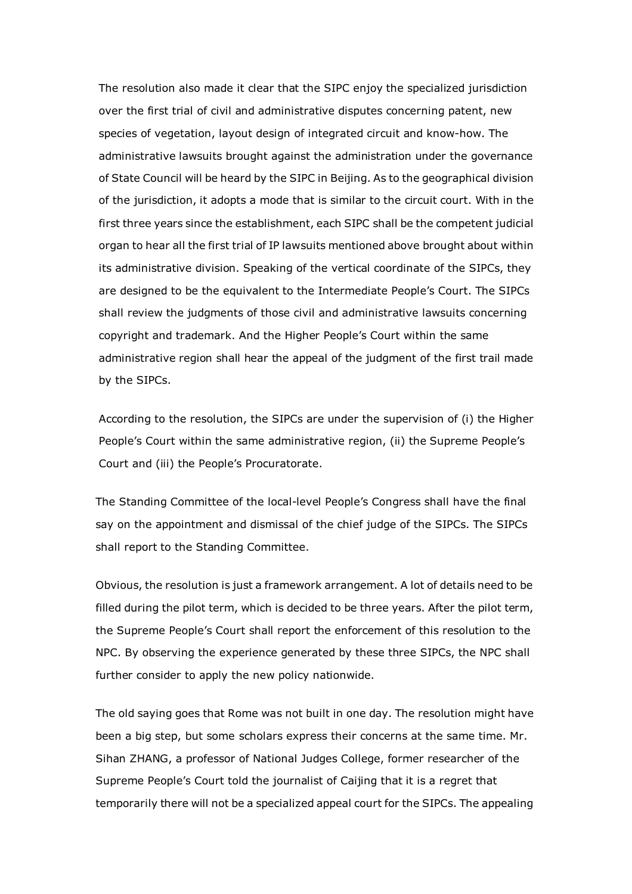The resolution also made it clear that the SIPC enjoy the specialized jurisdiction over the first trial of civil and administrative disputes concerning patent, new species of vegetation, layout design of integrated circuit and know-how. The administrative lawsuits brought against the administration under the governance of State Council will be heard by the SIPC in Beijing. As to the geographical division of the jurisdiction, it adopts a mode that is similar to the circuit court. With in the first three years since the establishment, each SIPC shall be the competent judicial organ to hear all the first trial of IP lawsuits mentioned above brought about within its administrative division. Speaking of the vertical coordinate of the SIPCs, they are designed to be the equivalent to the Intermediate People's Court. The SIPCs shall review the judgments of those civil and administrative lawsuits concerning copyright and trademark. And the Higher People's Court within the same administrative region shall hear the appeal of the judgment of the first trail made by the SIPCs.

According to the resolution, the SIPCs are under the supervision of (i) the Higher People's Court within the same administrative region, (ii) the Supreme People's Court and (iii) the People's Procuratorate.

The Standing Committee of the local-level People's Congress shall have the final say on the appointment and dismissal of the chief judge of the SIPCs. The SIPCs shall report to the Standing Committee.

Obvious, the resolution is just a framework arrangement. A lot of details need to be filled during the pilot term, which is decided to be three years. After the pilot term, the Supreme People's Court shall report the enforcement of this resolution to the NPC. By observing the experience generated by these three SIPCs, the NPC shall further consider to apply the new policy nationwide.

The old saying goes that Rome was not built in one day. The resolution might have been a big step, but some scholars express their concerns at the same time. Mr. Sihan ZHANG, a professor of National Judges College, former researcher of the Supreme People's Court told the journalist of Caijing that it is a regret that temporarily there will not be a specialized appeal court for the SIPCs. The appealing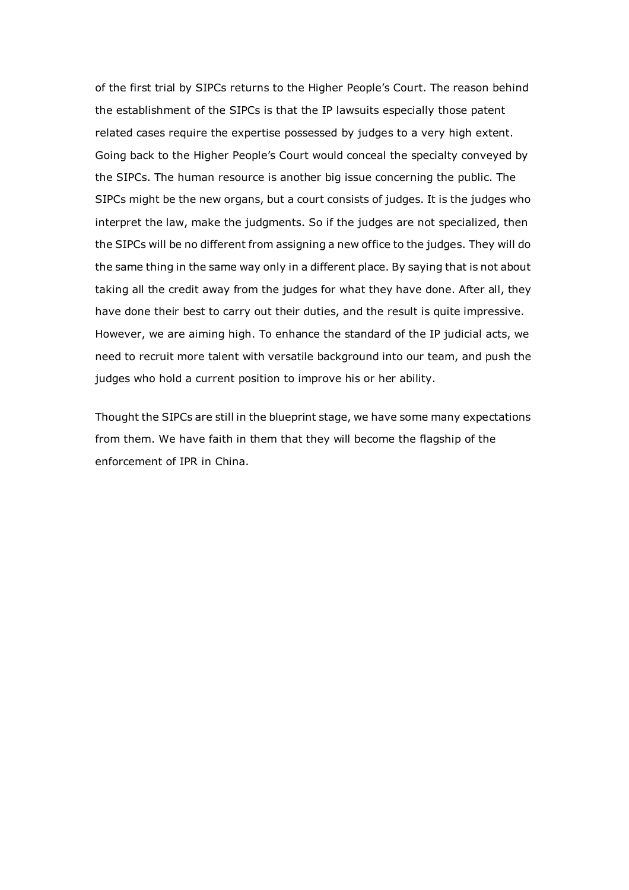of the first trial by SIPCs returns to the Higher People's Court. The reason behind the establishment of the SIPCs is that the IP lawsuits especially those patent related cases require the expertise possessed by judges to a very high extent. Going back to the Higher People's Court would conceal the specialty conveyed by the SIPCs. The human resource is another big issue concerning the public. The SIPCs might be the new organs, but a court consists of judges. It is the judges who interpret the law, make the judgments. So if the judges are not specialized, then the SIPCs will be no different from assigning a new office to the judges. They will do the same thing in the same way only in a different place. By saying that is not about taking all the credit away from the judges for what they have done. After all, they have done their best to carry out their duties, and the result is quite impressive. However, we are aiming high. To enhance the standard of the IP judicial acts, we need to recruit more talent with versatile background into our team, and push the judges who hold a current position to improve his or her ability.

Thought the SIPCs are still in the blueprint stage, we have some many expectations from them. We have faith in them that they will become the flagship of the enforcement of IPR in China.